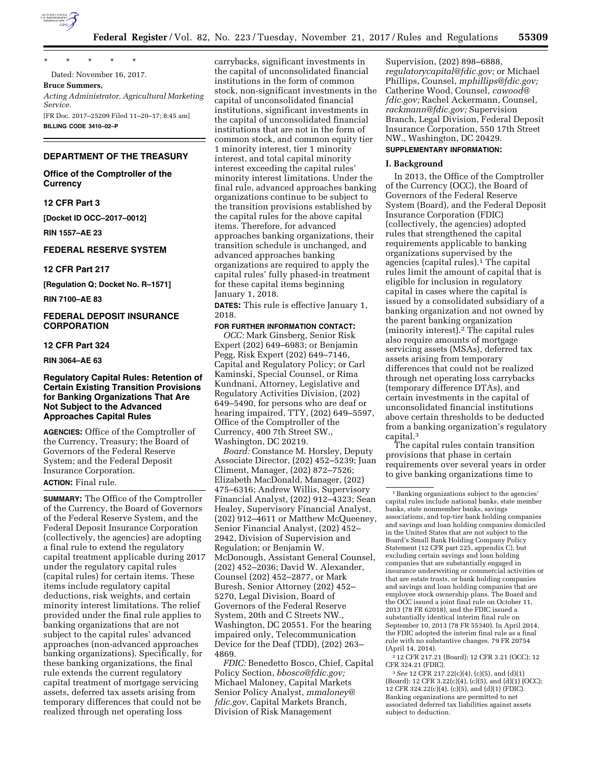\* \* \* \* \*

Dated: November 16, 2017.

**Bruce Summers,**

*Acting Administrator, Agricultural Marketing Service.*

[FR Doc. 2017–25209 Filed 11–20–17; 8:45 am]

**BILLING CODE 3410–02–P**

## DEPARTMENT OF THE TREASURY

### Office of the Comptroller of the Currency

### 12 CFR Part 3

**[Docket ID OCC–2017–0012]**

**RIN 1557–AE 23**

## FEDERAL RESERVE SYSTEM

### 12 CFR Part 217

**[Regulation Q; Docket No. R–1571]**

**RIN 7100–AE 83**

## FEDERAL DEPOSIT INSURANCE CORPORATION

### 12 CFR Part 324

**RIN 3064–AE 63**

## Regulatory Capital Rules: Retention of Certain Existing Transition Provisions for Banking Organizations That Are Not Subject to the Advanced Approaches Capital Rules

**AGENCIES:** Office of the Comptroller of the Currency, Treasury; the Board of Governors of the Federal Reserve System; and the Federal Deposit Insurance Corporation.

**ACTION:** Final rule.

**SUMMARY:** The Office of the Comptroller of the Currency, the Board of Governors of the Federal Reserve System, and the Federal Deposit Insurance Corporation (collectively, the agencies) are adopting a final rule to extend the regulatory capital treatment applicable during 2017 under the regulatory capital rules (capital rules) for certain items. These items include regulatory capital deductions, risk weights, and certain minority interest limitations. The relief provided under the final rule applies to banking organizations that are not subject to the capital rules' advanced approaches (non-advanced approaches banking organizations). Specifically, for these banking organizations, the final rule extends the current regulatory capital treatment of mortgage servicing assets, deferred tax assets arising from temporary differences that could not be realized through net operating loss carrybacks, significant investments in the capital of unconsolidated financial institutions in the form of common stock, non-significant investments in the capital of unconsolidated financial institutions, significant investments in the capital of unconsolidated financial institutions that are not in the form of common stock, and common equity tier 1 minority interest, tier 1 minority interest, and total capital minority interest exceeding the capital rules' minority interest limitations. Under the final rule, advanced approaches banking organizations continue to be subject to the transition provisions established by the capital rules for the above capital items. Therefore, for advanced approaches banking organizations, their transition schedule is unchanged, and advanced approaches banking organizations are required to apply the capital rules' fully phased-in treatment for these capital items beginning January 1, 2018.

**DATES:** This rule is effective January 1, 2018.

**FOR FURTHER INFORMATION CONTACT:**

*OCC:* Mark Ginsberg, Senior Risk Expert (202) 649–6983; or Benjamin Pegg, Risk Expert (202) 649–7146, Capital and Regulatory Policy; or Carl Kaminski, Special Counsel, or Rima Kundnani, Attorney, Legislative and Regulatory Activities Division, (202) 649–5490, for persons who are deaf or hearing impaired, TTY, (202) 649–5597, Office of the Comptroller of the Currency, 400 7th Street SW., Washington, DC 20219.

*Board:* Constance M. Horsley, Deputy Associate Director, (202) 452–5239; Juan Climent, Manager, (202) 872–7526; Elizabeth MacDonald, Manager, (202) 475–6316; Andrew Willis, Supervisory Financial Analyst, (202) 912–4323; Sean Healey, Supervisory Financial Analyst, (202) 912–4611 or Matthew McQueeney, Senior Financial Analyst, (202) 452–2942, Division of Supervision and Regulation; or Benjamin W. McDonough, Assistant General Counsel, (202) 452–2036; David W. Alexander, Counsel (202) 452–2877, or Mark Buresh, Senior Attorney (202) 452–5270, Legal Division, Board of Governors of the Federal Reserve System, 20th and C Streets NW., Washington, DC 20551. For the hearing impaired only, Telecommunication Device for the Deaf (TDD), (202) 263–4869.

*FDIC:* Benedetto Bosco, Chief, Capital Policy Section, *bbosco@fdic.gov;* Michael Maloney, Capital Markets Senior Policy Analyst, *mmaloney@fdic.gov,* Capital Markets Branch, Division of Risk Management Supervision, (202) 898–6888, *regulatorycapital@fdic.gov;* or Michael Phillips, Counsel, *mphillips@fdic.gov;* Catherine Wood, Counsel, *cawood@fdic.gov;* Rachel Ackermann, Counsel, *rackmann@fdic.gov;* Supervision Branch, Legal Division, Federal Deposit Insurance Corporation, 550 17th Street NW., Washington, DC 20429.

**SUPPLEMENTARY INFORMATION:**

### I. Background

In 2013, the Office of the Comptroller of the Currency (OCC), the Board of Governors of the Federal Reserve System (Board), and the Federal Deposit Insurance Corporation (FDIC) (collectively, the agencies) adopted rules that strengthened the capital requirements applicable to banking organizations supervised by the agencies (capital rules).[1] The capital rules limit the amount of capital that is eligible for inclusion in regulatory capital in cases where the capital is issued by a consolidated subsidiary of a banking organization and not owned by the parent banking organization (minority interest).[2] The capital rules also require amounts of mortgage servicing assets (MSAs), deferred tax assets arising from temporary differences that could not be realized through net operating loss carrybacks (temporary difference DTAs), and certain investments in the capital of unconsolidated financial institutions above certain thresholds to be deducted from a banking organization's regulatory capital.[3]

The capital rules contain transition provisions that phase in certain requirements over several years in order to give banking organizations time to

---

[1] Banking organizations subject to the agencies' capital rules include national banks, state member banks, state nonmember banks, savings associations, and top-tier bank holding companies and savings and loan holding companies domiciled in the United States that are not subject to the Board's Small Bank Holding Company Policy Statement (12 CFR part 225, appendix C), but excluding certain savings and loan holding companies that are substantially engaged in insurance underwriting or commercial activities or that are estate trusts, or bank holding companies and savings and loan holding companies that are employee stock ownership plans. The Board and the OCC issued a joint final rule on October 11, 2013 (78 FR 62018), and the FDIC issued a substantially identical interim final rule on September 10, 2013 (78 FR 55340). In April 2014, the FDIC adopted the interim final rule as a final rule with no substantive changes. 79 FR 20754 (April 14, 2014).

[2] 12 CFR 217.21 (Board); 12 CFR 3.21 (OCC); 12 CFR 324.21 (FDIC).

[3] *See* 12 CFR 217.22(c)(4), (c)(5), and (d)(1) (Board); 12 CFR 3.22(c)(4), (c)(5), and (d)(1) (OCC); 12 CFR 324.22(c)(4), (c)(5), and (d)(1) (FDIC). Banking organizations are permitted to net associated deferred tax liabilities against assets subject to deduction.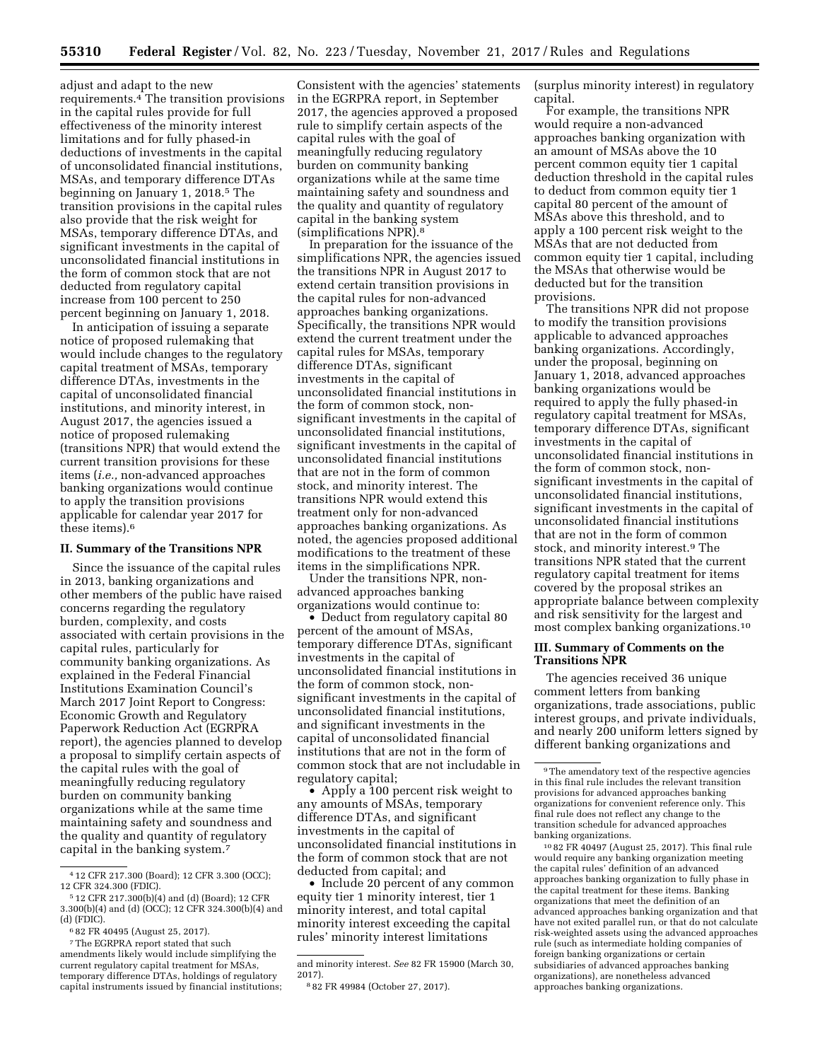adjust and adapt to the new requirements.[4] The transition provisions in the capital rules provide for full effectiveness of the minority interest limitations and for fully phased-in deductions of investments in the capital of unconsolidated financial institutions, MSAs, and temporary difference DTAs beginning on January 1, 2018.[5] The transition provisions in the capital rules also provide that the risk weight for MSAs, temporary difference DTAs, and significant investments in the capital of unconsolidated financial institutions in the form of common stock that are not deducted from regulatory capital increase from 100 percent to 250 percent beginning on January 1, 2018.

In anticipation of issuing a separate notice of proposed rulemaking that would include changes to the regulatory capital treatment of MSAs, temporary difference DTAs, investments in the capital of unconsolidated financial institutions, and minority interest, in August 2017, the agencies issued a notice of proposed rulemaking (transitions NPR) that would extend the current transition provisions for these items (*i.e.,* non-advanced approaches banking organizations would continue to apply the transition provisions applicable for calendar year 2017 for these items).[6]

## II. Summary of the Transitions NPR

Since the issuance of the capital rules in 2013, banking organizations and other members of the public have raised concerns regarding the regulatory burden, complexity, and costs associated with certain provisions in the capital rules, particularly for community banking organizations. As explained in the Federal Financial Institutions Examination Council's March 2017 Joint Report to Congress: Economic Growth and Regulatory Paperwork Reduction Act (EGRPRA report), the agencies planned to develop a proposal to simplify certain aspects of the capital rules with the goal of meaningfully reducing regulatory burden on community banking organizations while at the same time maintaining safety and soundness and the quality and quantity of regulatory capital in the banking system.[7] Consistent with the agencies' statements in the EGRPRA report, in September 2017, the agencies approved a proposed rule to simplify certain aspects of the capital rules with the goal of meaningfully reducing regulatory burden on community banking organizations while at the same time maintaining safety and soundness and the quality and quantity of regulatory capital in the banking system (simplifications NPR).[8]

In preparation for the issuance of the simplifications NPR, the agencies issued the transitions NPR in August 2017 to extend certain transition provisions in the capital rules for non-advanced approaches banking organizations. Specifically, the transitions NPR would extend the current treatment under the capital rules for MSAs, temporary difference DTAs, significant investments in the capital of unconsolidated financial institutions in the form of common stock, non-significant investments in the capital of unconsolidated financial institutions, significant investments in the capital of unconsolidated financial institutions that are not in the form of common stock, and minority interest. The transitions NPR would extend this treatment only for non-advanced approaches banking organizations. As noted, the agencies proposed additional modifications to the treatment of these items in the simplifications NPR.

Under the transitions NPR, non-advanced approaches banking organizations would continue to:

- Deduct from regulatory capital 80 percent of the amount of MSAs, temporary difference DTAs, significant investments in the capital of unconsolidated financial institutions in the form of common stock, non-significant investments in the capital of unconsolidated financial institutions, and significant investments in the capital of unconsolidated financial institutions that are not in the form of common stock that are not includable in regulatory capital;
- Apply a 100 percent risk weight to any amounts of MSAs, temporary difference DTAs, and significant investments in the capital of unconsolidated financial institutions in the form of common stock that are not deducted from capital; and
- Include 20 percent of any common equity tier 1 minority interest, tier 1 minority interest, and total capital minority interest exceeding the capital rules' minority interest limitations (surplus minority interest) in regulatory capital.

For example, the transitions NPR would require a non-advanced approaches banking organization with an amount of MSAs above the 10 percent common equity tier 1 capital deduction threshold in the capital rules to deduct from common equity tier 1 capital 80 percent of the amount of MSAs above this threshold, and to apply a 100 percent risk weight to the MSAs that are not deducted from common equity tier 1 capital, including the MSAs that otherwise would be deducted but for the transition provisions.

The transitions NPR did not propose to modify the transition provisions applicable to advanced approaches banking organizations. Accordingly, under the proposal, beginning on January 1, 2018, advanced approaches banking organizations would be required to apply the fully phased-in regulatory capital treatment for MSAs, temporary difference DTAs, significant investments in the capital of unconsolidated financial institutions in the form of common stock, non-significant investments in the capital of unconsolidated financial institutions, significant investments in the capital of unconsolidated financial institutions that are not in the form of common stock, and minority interest.[9] The transitions NPR stated that the current regulatory capital treatment for items covered by the proposal strikes an appropriate balance between complexity and risk sensitivity for the largest and most complex banking organizations.[10]

## III. Summary of Comments on the Transitions NPR

The agencies received 36 unique comment letters from banking organizations, trade associations, public interest groups, and private individuals, and nearly 200 uniform letters signed by different banking organizations and

---

[4] 12 CFR 217.300 (Board); 12 CFR 3.300 (OCC); 12 CFR 324.300 (FDIC).

[5] 12 CFR 217.300(b)(4) and (d) (Board); 12 CFR 3.300(b)(4) and (d) (OCC); 12 CFR 324.300(b)(4) and (d) (FDIC).

[6] 82 FR 40495 (August 25, 2017).

[7] The EGRPRA report stated that such amendments likely would include simplifying the current regulatory capital treatment for MSAs, temporary difference DTAs, holdings of regulatory capital instruments issued by financial institutions; and minority interest. *See* 82 FR 15900 (March 30, 2017).

[8] 82 FR 49984 (October 27, 2017).

[9] The amendatory text of the respective agencies in this final rule includes the relevant transition provisions for advanced approaches banking organizations for convenient reference only. This final rule does not reflect any change to the transition schedule for advanced approaches banking organizations.

[10] 82 FR 40497 (August 25, 2017). This final rule would require any banking organization meeting the capital rules' definition of an advanced approaches banking organization to fully phase in the capital treatment for these items. Banking organizations that meet the definition of an advanced approaches banking organization and that have not exited parallel run, or that do not calculate risk-weighted assets using the advanced approaches rule (such as intermediate holding companies of foreign banking organizations or certain subsidiaries of advanced approaches banking organizations), are nonetheless advanced approaches banking organizations.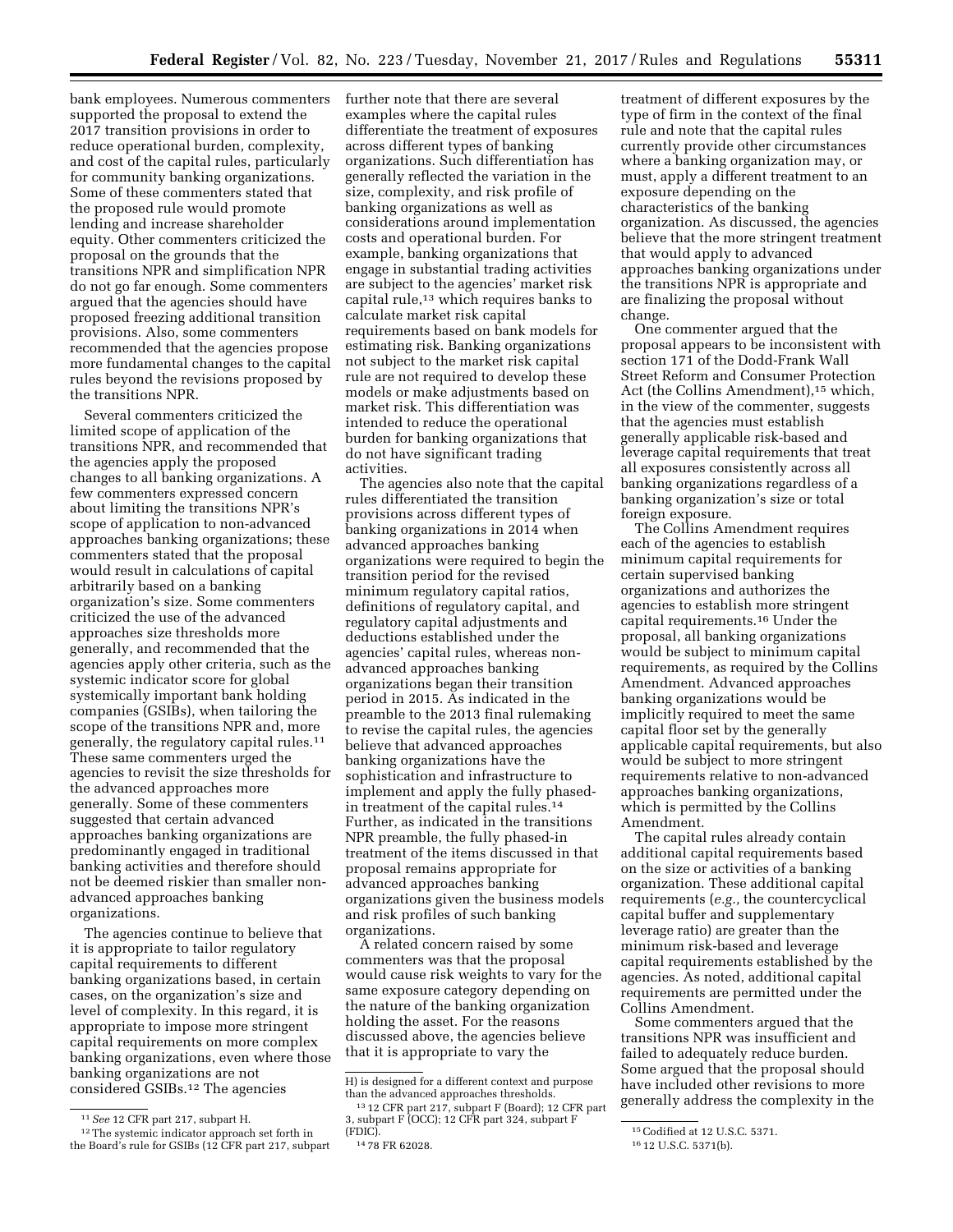bank employees. Numerous commenters supported the proposal to extend the 2017 transition provisions in order to reduce operational burden, complexity, and cost of the capital rules, particularly for community banking organizations. Some of these commenters stated that the proposed rule would promote lending and increase shareholder equity. Other commenters criticized the proposal on the grounds that the transitions NPR and simplification NPR do not go far enough. Some commenters argued that the agencies should have proposed freezing additional transition provisions. Also, some commenters recommended that the agencies propose more fundamental changes to the capital rules beyond the revisions proposed by the transitions NPR.

Several commenters criticized the limited scope of application of the transitions NPR, and recommended that the agencies apply the proposed changes to all banking organizations. A few commenters expressed concern about limiting the transitions NPR's scope of application to non-advanced approaches banking organizations; these commenters stated that the proposal would result in calculations of capital arbitrarily based on a banking organization's size. Some commenters criticized the use of the advanced approaches size thresholds more generally, and recommended that the agencies apply other criteria, such as the systemic indicator score for global systemically important bank holding companies (GSIBs), when tailoring the scope of the transitions NPR and, more generally, the regulatory capital rules.[11] These same commenters urged the agencies to revisit the size thresholds for the advanced approaches more generally. Some of these commenters suggested that certain advanced approaches banking organizations are predominantly engaged in traditional banking activities and therefore should not be deemed riskier than smaller non-advanced approaches banking organizations.

The agencies continue to believe that it is appropriate to tailor regulatory capital requirements to different banking organizations based, in certain cases, on the organization's size and level of complexity. In this regard, it is appropriate to impose more stringent capital requirements on more complex banking organizations, even where those banking organizations are not considered GSIBs.[12] The agencies further note that there are several examples where the capital rules differentiate the treatment of exposures across different types of banking organizations. Such differentiation has generally reflected the variation in the size, complexity, and risk profile of banking organizations as well as considerations around implementation costs and operational burden. For example, banking organizations that engage in substantial trading activities are subject to the agencies' market risk capital rule,[13] which requires banks to calculate market risk capital requirements based on bank models for estimating risk. Banking organizations not subject to the market risk capital rule are not required to develop these models or make adjustments based on market risk. This differentiation was intended to reduce the operational burden for banking organizations that do not have significant trading activities.

The agencies also note that the capital rules differentiated the transition provisions across different types of banking organizations in 2014 when advanced approaches banking organizations were required to begin the transition period for the revised minimum regulatory capital ratios, definitions of regulatory capital, and regulatory capital adjustments and deductions established under the agencies' capital rules, whereas non-advanced approaches banking organizations began their transition period in 2015. As indicated in the preamble to the 2013 final rulemaking to revise the capital rules, the agencies believe that advanced approaches banking organizations have the sophistication and infrastructure to implement and apply the fully phased-in treatment of the capital rules.[14] Further, as indicated in the transitions NPR preamble, the fully phased-in treatment of the items discussed in that proposal remains appropriate for advanced approaches banking organizations given the business models and risk profiles of such banking organizations.

A related concern raised by some commenters was that the proposal would cause risk weights to vary for the same exposure category depending on the nature of the banking organization holding the asset. For the reasons discussed above, the agencies believe that it is appropriate to vary the treatment of different exposures by the type of firm in the context of the final rule and note that the capital rules currently provide other circumstances where a banking organization may, or must, apply a different treatment to an exposure depending on the characteristics of the banking organization. As discussed, the agencies believe that the more stringent treatment that would apply to advanced approaches banking organizations under the transitions NPR is appropriate and are finalizing the proposal without change.

One commenter argued that the proposal appears to be inconsistent with section 171 of the Dodd-Frank Wall Street Reform and Consumer Protection Act (the Collins Amendment),[15] which, in the view of the commenter, suggests that the agencies must establish generally applicable risk-based and leverage capital requirements that treat all exposures consistently across all banking organizations regardless of a banking organization's size or total foreign exposure.

The Collins Amendment requires each of the agencies to establish minimum capital requirements for certain supervised banking organizations and authorizes the agencies to establish more stringent capital requirements.[16] Under the proposal, all banking organizations would be subject to minimum capital requirements, as required by the Collins Amendment. Advanced approaches banking organizations would be implicitly required to meet the same capital floor set by the generally applicable capital requirements, but also would be subject to more stringent requirements relative to non-advanced approaches banking organizations, which is permitted by the Collins Amendment.

The capital rules already contain additional capital requirements based on the size or activities of a banking organization. These additional capital requirements (*e.g.,* the countercyclical capital buffer and supplementary leverage ratio) are greater than the minimum risk-based and leverage capital requirements established by the agencies. As noted, additional capital requirements are permitted under the Collins Amendment.

Some commenters argued that the transitions NPR was insufficient and failed to adequately reduce burden. Some argued that the proposal should have included other revisions to more generally address the complexity in the

---

[11] *See* 12 CFR part 217, subpart H.

[12] The systemic indicator approach set forth in the Board's rule for GSIBs (12 CFR part 217, subpart H) is designed for a different context and purpose than the advanced approaches thresholds.

[13] 12 CFR part 217, subpart F (Board); 12 CFR part 3, subpart F (OCC); 12 CFR part 324, subpart F (FDIC).

[14] 78 FR 62028.

[15] Codified at 12 U.S.C. 5371.

[16] 12 U.S.C. 5371(b).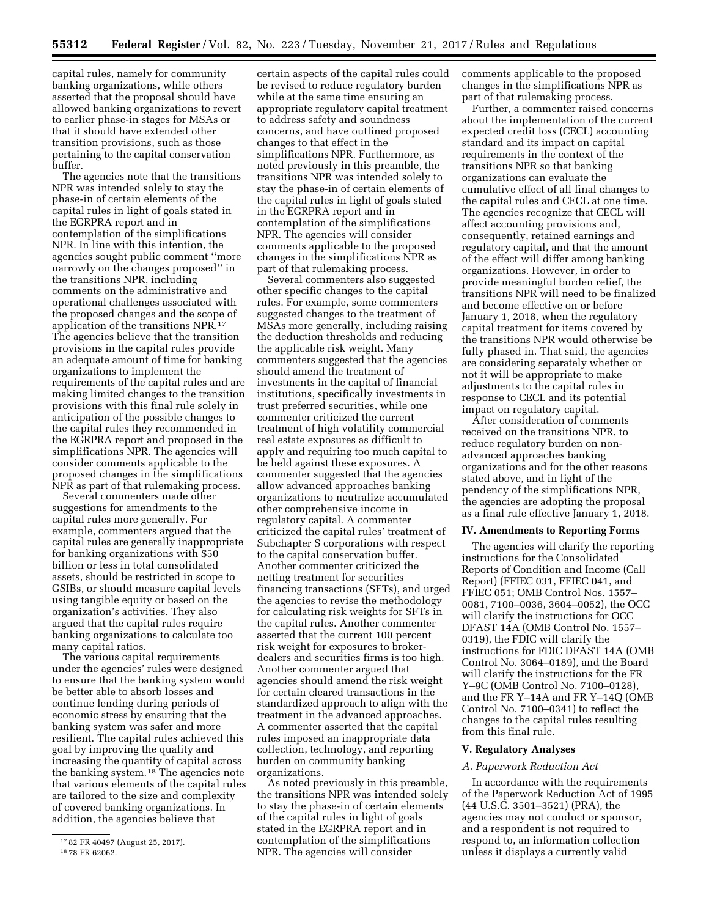capital rules, namely for community banking organizations, while others asserted that the proposal should have allowed banking organizations to revert to earlier phase-in stages for MSAs or that it should have extended other transition provisions, such as those pertaining to the capital conservation buffer.

The agencies note that the transitions NPR was intended solely to stay the phase-in of certain elements of the capital rules in light of goals stated in the EGRPRA report and in contemplation of the simplifications NPR. In line with this intention, the agencies sought public comment ''more narrowly on the changes proposed'' in the transitions NPR, including comments on the administrative and operational challenges associated with the proposed changes and the scope of application of the transitions NPR.[17] The agencies believe that the transition provisions in the capital rules provide an adequate amount of time for banking organizations to implement the requirements of the capital rules and are making limited changes to the transition provisions with this final rule solely in anticipation of the possible changes to the capital rules they recommended in the EGRPRA report and proposed in the simplifications NPR. The agencies will consider comments applicable to the proposed changes in the simplifications NPR as part of that rulemaking process.

Several commenters made other suggestions for amendments to the capital rules more generally. For example, commenters argued that the capital rules are generally inappropriate for banking organizations with $50 billion or less in total consolidated assets, should be restricted in scope to GSIBs, or should measure capital levels using tangible equity or based on the organization's activities. They also argued that the capital rules require banking organizations to calculate too many capital ratios.

The various capital requirements under the agencies' rules were designed to ensure that the banking system would be better able to absorb losses and continue lending during periods of economic stress by ensuring that the banking system was safer and more resilient. The capital rules achieved this goal by improving the quality and increasing the quantity of capital across the banking system.[18] The agencies note that various elements of the capital rules are tailored to the size and complexity of covered banking organizations. In addition, the agencies believe that certain aspects of the capital rules could be revised to reduce regulatory burden while at the same time ensuring an appropriate regulatory capital treatment to address safety and soundness concerns, and have outlined proposed changes to that effect in the simplifications NPR. Furthermore, as noted previously in this preamble, the transitions NPR was intended solely to stay the phase-in of certain elements of the capital rules in light of goals stated in the EGRPRA report and in contemplation of the simplifications NPR. The agencies will consider comments applicable to the proposed changes in the simplifications NPR as part of that rulemaking process.

Several commenters also suggested other specific changes to the capital rules. For example, some commenters suggested changes to the treatment of MSAs more generally, including raising the deduction thresholds and reducing the applicable risk weight. Many commenters suggested that the agencies should amend the treatment of investments in the capital of financial institutions, specifically investments in trust preferred securities, while one commenter criticized the current treatment of high volatility commercial real estate exposures as difficult to apply and requiring too much capital to be held against these exposures. A commenter suggested that the agencies allow advanced approaches banking organizations to neutralize accumulated other comprehensive income in regulatory capital. A commenter criticized the capital rules' treatment of Subchapter S corporations with respect to the capital conservation buffer. Another commenter criticized the netting treatment for securities financing transactions (SFTs), and urged the agencies to revise the methodology for calculating risk weights for SFTs in the capital rules. Another commenter asserted that the current 100 percent risk weight for exposures to broker-dealers and securities firms is too high. Another commenter argued that agencies should amend the risk weight for certain cleared transactions in the standardized approach to align with the treatment in the advanced approaches. A commenter asserted that the capital rules imposed an inappropriate data collection, technology, and reporting burden on community banking organizations.

As noted previously in this preamble, the transitions NPR was intended solely to stay the phase-in of certain elements of the capital rules in light of goals stated in the EGRPRA report and in contemplation of the simplifications NPR. The agencies will consider comments applicable to the proposed changes in the simplifications NPR as part of that rulemaking process.

Further, a commenter raised concerns about the implementation of the current expected credit loss (CECL) accounting standard and its impact on capital requirements in the context of the transitions NPR so that banking organizations can evaluate the cumulative effect of all final changes to the capital rules and CECL at one time. The agencies recognize that CECL will affect accounting provisions and, consequently, retained earnings and regulatory capital, and that the amount of the effect will differ among banking organizations. However, in order to provide meaningful burden relief, the transitions NPR will need to be finalized and become effective on or before January 1, 2018, when the regulatory capital treatment for items covered by the transitions NPR would otherwise be fully phased in. That said, the agencies are considering separately whether or not it will be appropriate to make adjustments to the capital rules in response to CECL and its potential impact on regulatory capital.

After consideration of comments received on the transitions NPR, to reduce regulatory burden on non-advanced approaches banking organizations and for the other reasons stated above, and in light of the pendency of the simplifications NPR, the agencies are adopting the proposal as a final rule effective January 1, 2018.

## IV. Amendments to Reporting Forms

The agencies will clarify the reporting instructions for the Consolidated Reports of Condition and Income (Call Report) (FFIEC 031, FFIEC 041, and FFIEC 051; OMB Control Nos. 1557–0081, 7100–0036, 3604–0052), the OCC will clarify the instructions for OCC DFAST 14A (OMB Control No. 1557–0319), the FDIC will clarify the instructions for FDIC DFAST 14A (OMB Control No. 3064–0189), and the Board will clarify the instructions for the FR Y–9C (OMB Control No. 7100–0128), and the FR Y–14A and FR Y–14Q (OMB Control No. 7100–0341) to reflect the changes to the capital rules resulting from this final rule.

## V. Regulatory Analyses

### *A. Paperwork Reduction Act*

In accordance with the requirements of the Paperwork Reduction Act of 1995 (44 U.S.C. 3501–3521) (PRA), the agencies may not conduct or sponsor, and a respondent is not required to respond to, an information collection unless it displays a currently valid

[17] 82 FR 40497 (August 25, 2017).

[18] 78 FR 62062.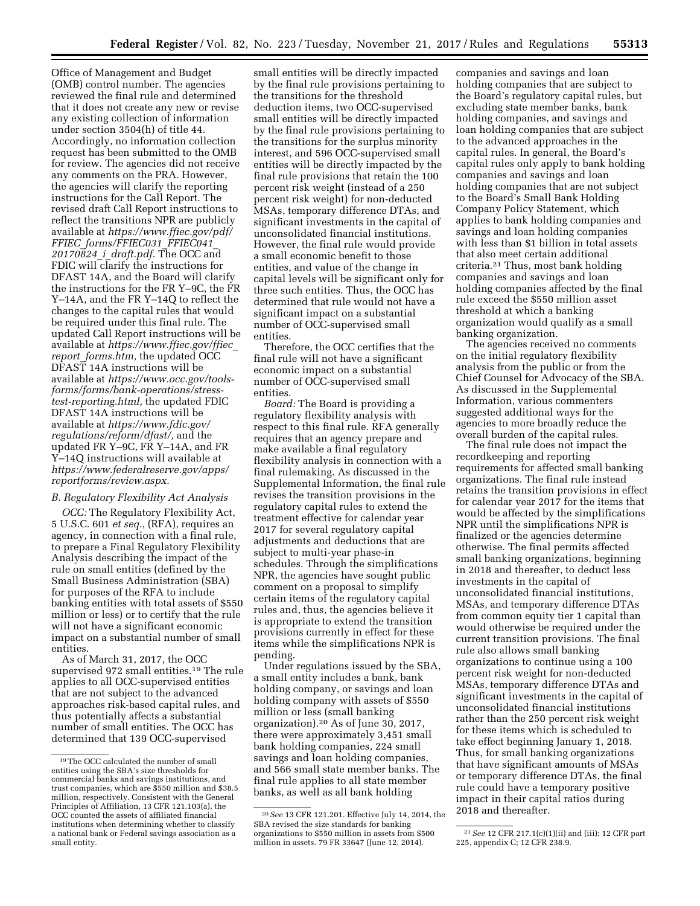Office of Management and Budget (OMB) control number. The agencies reviewed the final rule and determined that it does not create any new or revise any existing collection of information under section 3504(h) of title 44. Accordingly, no information collection request has been submitted to the OMB for review. The agencies did not receive any comments on the PRA. However, the agencies will clarify the reporting instructions for the Call Report. The revised draft Call Report instructions to reflect the transitions NPR are publicly available at *https://www.ffiec.gov/pdf/FFIEC_forms/FFIEC031_FFIEC041_20170824_i_draft.pdf.* The OCC and FDIC will clarify the instructions for DFAST 14A, and the Board will clarify the instructions for the FR Y–9C, the FR Y–14A, and the FR Y–14Q to reflect the changes to the capital rules that would be required under this final rule. The updated Call Report instructions will be available at *https://www.ffiec.gov/ffiec_report_forms.htm,* the updated OCC DFAST 14A instructions will be available at *https://www.occ.gov/tools-forms/forms/bank-operations/stress-test-reporting.html,* the updated FDIC DFAST 14A instructions will be available at *https://www.fdic.gov/regulations/reform/dfast/,* and the updated FR Y–9C, FR Y–14A, and FR Y–14Q instructions will available at *https://www.federalreserve.gov/apps/reportforms/review.aspx.*

### *B. Regulatory Flexibility Act Analysis*

*OCC:* The Regulatory Flexibility Act, 5 U.S.C. 601 *et seq.*, (RFA), requires an agency, in connection with a final rule, to prepare a Final Regulatory Flexibility Analysis describing the impact of the rule on small entities (defined by the Small Business Administration (SBA) for purposes of the RFA to include banking entities with total assets of $550 million or less) or to certify that the rule will not have a significant economic impact on a substantial number of small entities.

As of March 31, 2017, the OCC supervised 972 small entities.[19] The rule applies to all OCC-supervised entities that are not subject to the advanced approaches risk-based capital rules, and thus potentially affects a substantial number of small entities. The OCC has determined that 139 OCC-supervised small entities will be directly impacted by the final rule provisions pertaining to the transitions for the threshold deduction items, two OCC-supervised small entities will be directly impacted by the final rule provisions pertaining to the transitions for the surplus minority interest, and 596 OCC-supervised small entities will be directly impacted by the final rule provisions that retain the 100 percent risk weight (instead of a 250 percent risk weight) for non-deducted MSAs, temporary difference DTAs, and significant investments in the capital of unconsolidated financial institutions. However, the final rule would provide a small economic benefit to those entities, and value of the change in capital levels will be significant only for three such entities. Thus, the OCC has determined that rule would not have a significant impact on a substantial number of OCC-supervised small entities.

Therefore, the OCC certifies that the final rule will not have a significant economic impact on a substantial number of OCC-supervised small entities.

*Board:* The Board is providing a regulatory flexibility analysis with respect to this final rule. RFA generally requires that an agency prepare and make available a final regulatory flexibility analysis in connection with a final rulemaking. As discussed in the Supplemental Information, the final rule revises the transition provisions in the regulatory capital rules to extend the treatment effective for calendar year 2017 for several regulatory capital adjustments and deductions that are subject to multi-year phase-in schedules. Through the simplifications NPR, the agencies have sought public comment on a proposal to simplify certain items of the regulatory capital rules and, thus, the agencies believe it is appropriate to extend the transition provisions currently in effect for these items while the simplifications NPR is pending.

Under regulations issued by the SBA, a small entity includes a bank, bank holding company, or savings and loan holding company with assets of $550 million or less (small banking organization).[20] As of June 30, 2017, there were approximately 3,451 small bank holding companies, 224 small savings and loan holding companies, and 566 small state member banks. The final rule applies to all state member banks, as well as all bank holding companies and savings and loan holding companies that are subject to the Board's regulatory capital rules, but excluding state member banks, bank holding companies, and savings and loan holding companies that are subject to the advanced approaches in the capital rules. In general, the Board's capital rules only apply to bank holding companies and savings and loan holding companies that are not subject to the Board's Small Bank Holding Company Policy Statement, which applies to bank holding companies and savings and loan holding companies with less than $1 billion in total assets that also meet certain additional criteria.[21] Thus, most bank holding companies and savings and loan holding companies affected by the final rule exceed the $550 million asset threshold at which a banking organization would qualify as a small banking organization.

The agencies received no comments on the initial regulatory flexibility analysis from the public or from the Chief Counsel for Advocacy of the SBA. As discussed in the Supplemental Information, various commenters suggested additional ways for the agencies to more broadly reduce the overall burden of the capital rules.

The final rule does not impact the recordkeeping and reporting requirements for affected small banking organizations. The final rule instead retains the transition provisions in effect for calendar year 2017 for the items that would be affected by the simplifications NPR until the simplifications NPR is finalized or the agencies determine otherwise. The final permits affected small banking organizations, beginning in 2018 and thereafter, to deduct less investments in the capital of unconsolidated financial institutions, MSAs, and temporary difference DTAs from common equity tier 1 capital than would otherwise be required under the current transition provisions. The final rule also allows small banking organizations to continue using a 100 percent risk weight for non-deducted MSAs, temporary difference DTAs and significant investments in the capital of unconsolidated financial institutions rather than the 250 percent risk weight for these items which is scheduled to take effect beginning January 1, 2018. Thus, for small banking organizations that have significant amounts of MSAs or temporary difference DTAs, the final rule could have a temporary positive impact in their capital ratios during 2018 and thereafter.

---

[19] The OCC calculated the number of small entities using the SBA's size thresholds for commercial banks and savings institutions, and trust companies, which are $550 million and $38.5 million, respectively. Consistent with the General Principles of Affiliation, 13 CFR 121.103(a), the OCC counted the assets of affiliated financial institutions when determining whether to classify a national bank or Federal savings association as a small entity.

[20] *See* 13 CFR 121.201. Effective July 14, 2014, the SBA revised the size standards for banking organizations to $550 million in assets from $500 million in assets. 79 FR 33647 (June 12, 2014).

[21] *See* 12 CFR 217.1(c)(1)(ii) and (iii); 12 CFR part 225, appendix C; 12 CFR 238.9.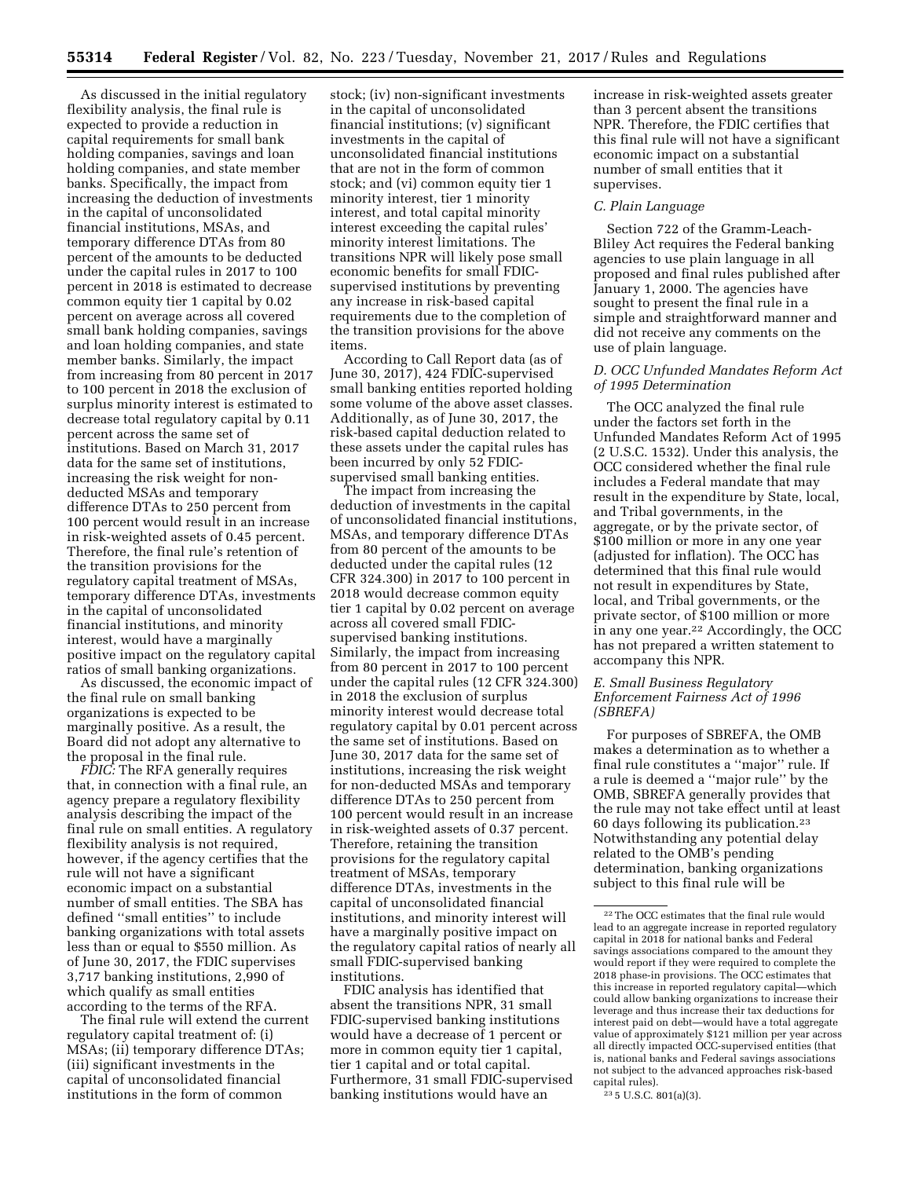As discussed in the initial regulatory flexibility analysis, the final rule is expected to provide a reduction in capital requirements for small bank holding companies, savings and loan holding companies, and state member banks. Specifically, the impact from increasing the deduction of investments in the capital of unconsolidated financial institutions, MSAs, and temporary difference DTAs from 80 percent of the amounts to be deducted under the capital rules in 2017 to 100 percent in 2018 is estimated to decrease common equity tier 1 capital by 0.02 percent on average across all covered small bank holding companies, savings and loan holding companies, and state member banks. Similarly, the impact from increasing from 80 percent in 2017 to 100 percent in 2018 the exclusion of surplus minority interest is estimated to decrease total regulatory capital by 0.11 percent across the same set of institutions. Based on March 31, 2017 data for the same set of institutions, increasing the risk weight for non-deducted MSAs and temporary difference DTAs to 250 percent from 100 percent would result in an increase in risk-weighted assets of 0.45 percent. Therefore, the final rule's retention of the transition provisions for the regulatory capital treatment of MSAs, temporary difference DTAs, investments in the capital of unconsolidated financial institutions, and minority interest, would have a marginally positive impact on the regulatory capital ratios of small banking organizations.

As discussed, the economic impact of the final rule on small banking organizations is expected to be marginally positive. As a result, the Board did not adopt any alternative to the proposal in the final rule.

*FDIC:* The RFA generally requires that, in connection with a final rule, an agency prepare a regulatory flexibility analysis describing the impact of the final rule on small entities. A regulatory flexibility analysis is not required, however, if the agency certifies that the rule will not have a significant economic impact on a substantial number of small entities. The SBA has defined "small entities" to include banking organizations with total assets less than or equal to $550 million. As of June 30, 2017, the FDIC supervises 3,717 banking institutions, 2,990 of which qualify as small entities according to the terms of the RFA.

The final rule will extend the current regulatory capital treatment of: (i) MSAs; (ii) temporary difference DTAs; (iii) significant investments in the capital of unconsolidated financial institutions in the form of common stock; (iv) non-significant investments in the capital of unconsolidated financial institutions; (v) significant investments in the capital of unconsolidated financial institutions that are not in the form of common stock; and (vi) common equity tier 1 minority interest, tier 1 minority interest, and total capital minority interest exceeding the capital rules' minority interest limitations. The transitions NPR will likely pose small economic benefits for small FDIC-supervised institutions by preventing any increase in risk-based capital requirements due to the completion of the transition provisions for the above items.

According to Call Report data (as of June 30, 2017), 424 FDIC-supervised small banking entities reported holding some volume of the above asset classes. Additionally, as of June 30, 2017, the risk-based capital deduction related to these assets under the capital rules has been incurred by only 52 FDIC-supervised small banking entities.

The impact from increasing the deduction of investments in the capital of unconsolidated financial institutions, MSAs, and temporary difference DTAs from 80 percent of the amounts to be deducted under the capital rules (12 CFR 324.300) in 2017 to 100 percent in 2018 would decrease common equity tier 1 capital by 0.02 percent on average across all covered small FDIC-supervised banking institutions. Similarly, the impact from increasing from 80 percent in 2017 to 100 percent under the capital rules (12 CFR 324.300) in 2018 the exclusion of surplus minority interest would decrease total regulatory capital by 0.01 percent across the same set of institutions. Based on June 30, 2017 data for the same set of institutions, increasing the risk weight for non-deducted MSAs and temporary difference DTAs to 250 percent from 100 percent would result in an increase in risk-weighted assets of 0.37 percent. Therefore, retaining the transition provisions for the regulatory capital treatment of MSAs, temporary difference DTAs, investments in the capital of unconsolidated financial institutions, and minority interest will have a marginally positive impact on the regulatory capital ratios of nearly all small FDIC-supervised banking institutions.

FDIC analysis has identified that absent the transitions NPR, 31 small FDIC-supervised banking institutions would have a decrease of 1 percent or more in common equity tier 1 capital, tier 1 capital and or total capital. Furthermore, 31 small FDIC-supervised banking institutions would have an increase in risk-weighted assets greater than 3 percent absent the transitions NPR. Therefore, the FDIC certifies that this final rule will not have a significant economic impact on a substantial number of small entities that it supervises.

### C. Plain Language

Section 722 of the Gramm-Leach-Bliley Act requires the Federal banking agencies to use plain language in all proposed and final rules published after January 1, 2000. The agencies have sought to present the final rule in a simple and straightforward manner and did not receive any comments on the use of plain language.

### D. OCC Unfunded Mandates Reform Act of 1995 Determination

The OCC analyzed the final rule under the factors set forth in the Unfunded Mandates Reform Act of 1995 (2 U.S.C. 1532). Under this analysis, the OCC considered whether the final rule includes a Federal mandate that may result in the expenditure by State, local, and Tribal governments, in the aggregate, or by the private sector, of $100 million or more in any one year (adjusted for inflation). The OCC has determined that this final rule would not result in expenditures by State, local, and Tribal governments, or the private sector, of $100 million or more in any one year.[22] Accordingly, the OCC has not prepared a written statement to accompany this NPR.

### E. Small Business Regulatory Enforcement Fairness Act of 1996 (SBREFA)

For purposes of SBREFA, the OMB makes a determination as to whether a final rule constitutes a "major" rule. If a rule is deemed a "major rule" by the OMB, SBREFA generally provides that the rule may not take effect until at least 60 days following its publication.[23] Notwithstanding any potential delay related to the OMB's pending determination, banking organizations subject to this final rule will be

[22] The OCC estimates that the final rule would lead to an aggregate increase in reported regulatory capital in 2018 for national banks and Federal savings associations compared to the amount they would report if they were required to complete the 2018 phase-in provisions. The OCC estimates that this increase in reported regulatory capital—which could allow banking organizations to increase their leverage and thus increase their tax deductions for interest paid on debt—would have a total aggregate value of approximately $121 million per year across all directly impacted OCC-supervised entities (that is, national banks and Federal savings associations not subject to the advanced approaches risk-based capital rules).

[23] 5 U.S.C. 801(a)(3).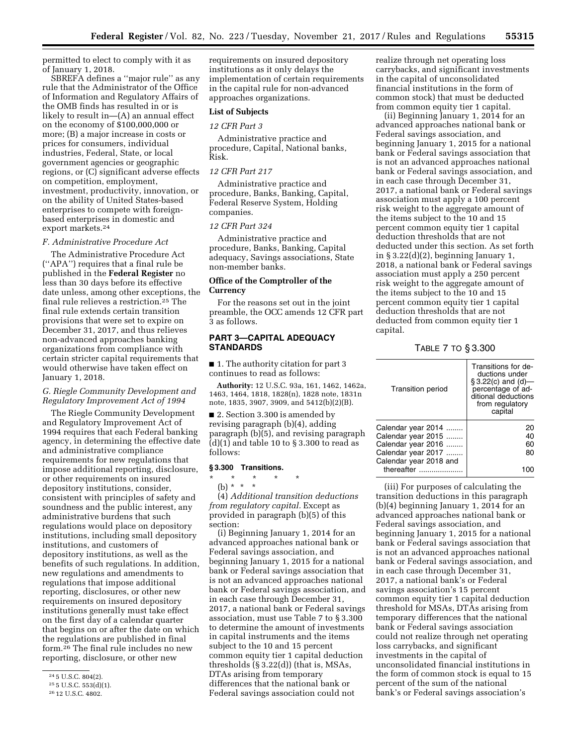permitted to elect to comply with it as of January 1, 2018.

SBREFA defines a ''major rule'' as any rule that the Administrator of the Office of Information and Regulatory Affairs of the OMB finds has resulted in or is likely to result in—(A) an annual effect on the economy of $100,000,000 or more; (B) a major increase in costs or prices for consumers, individual industries, Federal, State, or local government agencies or geographic regions, or (C) significant adverse effects on competition, employment, investment, productivity, innovation, or on the ability of United States-based enterprises to compete with foreign-based enterprises in domestic and export markets.[24]

### *F. Administrative Procedure Act*

The Administrative Procedure Act (''APA'') requires that a final rule be published in the **Federal Register** no less than 30 days before its effective date unless, among other exceptions, the final rule relieves a restriction.[25] The final rule extends certain transition provisions that were set to expire on December 31, 2017, and thus relieves non-advanced approaches banking organizations from compliance with certain stricter capital requirements that would otherwise have taken effect on January 1, 2018.

### *G. Riegle Community Development and Regulatory Improvement Act of 1994*

The Riegle Community Development and Regulatory Improvement Act of 1994 requires that each Federal banking agency, in determining the effective date and administrative compliance requirements for new regulations that impose additional reporting, disclosure, or other requirements on insured depository institutions, consider, consistent with principles of safety and soundness and the public interest, any administrative burdens that such regulations would place on depository institutions, including small depository institutions, and customers of depository institutions, as well as the benefits of such regulations. In addition, new regulations and amendments to regulations that impose additional reporting, disclosures, or other new requirements on insured depository institutions generally must take effect on the first day of a calendar quarter that begins on or after the date on which the regulations are published in final form.[26] The final rule includes no new reporting, disclosure, or other new requirements on insured depository institutions as it only delays the implementation of certain requirements in the capital rule for non-advanced approaches organizations.

[24] 5 U.S.C. 804(2).

[25] 5 U.S.C. 553(d)(1).

[26] 12 U.S.C. 4802.

## List of Subjects

*12 CFR Part 3*

Administrative practice and procedure, Capital, National banks, Risk.

*12 CFR Part 217*

Administrative practice and procedure, Banks, Banking, Capital, Federal Reserve System, Holding companies.

*12 CFR Part 324*

Administrative practice and procedure, Banks, Banking, Capital adequacy, Savings associations, State non-member banks.

## Office of the Comptroller of the Currency

For the reasons set out in the joint preamble, the OCC amends 12 CFR part 3 as follows.

## PART 3—CAPITAL ADEQUACY STANDARDS

■ 1. The authority citation for part 3 continues to read as follows:

**Authority:** 12 U.S.C. 93a, 161, 1462, 1462a, 1463, 1464, 1818, 1828(n), 1828 note, 1831n note, 1835, 3907, 3909, and 5412(b)(2)(B).

■ 2. Section 3.300 is amended by revising paragraph (b)(4), adding paragraph (b)(5), and revising paragraph (d)(1) and table 10 to § 3.300 to read as follows:

### § 3.300 Transitions.

\* \* \* \* \*

(b) \* \* \*

(4) *Additional transition deductions from regulatory capital.* Except as provided in paragraph (b)(5) of this section:

(i) Beginning January 1, 2014 for an advanced approaches national bank or Federal savings association, and beginning January 1, 2015 for a national bank or Federal savings association that is not an advanced approaches national bank or Federal savings association, and in each case through December 31, 2017, a national bank or Federal savings association, must use Table 7 to § 3.300 to determine the amount of investments in capital instruments and the items subject to the 10 and 15 percent common equity tier 1 capital deduction thresholds (§ 3.22(d)) (that is, MSAs, DTAs arising from temporary differences that the national bank or Federal savings association could not realize through net operating loss carrybacks, and significant investments in the capital of unconsolidated financial institutions in the form of common stock) that must be deducted from common equity tier 1 capital.

(ii) Beginning January 1, 2014 for an advanced approaches national bank or Federal savings association, and beginning January 1, 2015 for a national bank or Federal savings association that is not an advanced approaches national bank or Federal savings association, and in each case through December 31, 2017, a national bank or Federal savings association must apply a 100 percent risk weight to the aggregate amount of the items subject to the 10 and 15 percent common equity tier 1 capital deduction thresholds that are not deducted under this section. As set forth in § 3.22(d)(2), beginning January 1, 2018, a national bank or Federal savings association must apply a 250 percent risk weight to the aggregate amount of the items subject to the 10 and 15 percent common equity tier 1 capital deduction thresholds that are not deducted from common equity tier 1 capital.

TABLE 7 TO § 3.300

| Transition period | Transitions for deductions under § 3.22(c) and (d)—percentage of additional deductions from regulatory capital |
|---|---|
| Calendar year 2014 | 20 |
| Calendar year 2015 | 40 |
| Calendar year 2016 | 60 |
| Calendar year 2017 | 80 |
| Calendar year 2018 and thereafter | 100 |

(iii) For purposes of calculating the transition deductions in this paragraph (b)(4) beginning January 1, 2014 for an advanced approaches national bank or Federal savings association, and beginning January 1, 2015 for a national bank or Federal savings association that is not an advanced approaches national bank or Federal savings association, and in each case through December 31, 2017, a national bank's or Federal savings association's 15 percent common equity tier 1 capital deduction threshold for MSAs, DTAs arising from temporary differences that the national bank or Federal savings association could not realize through net operating loss carrybacks, and significant investments in the capital of unconsolidated financial institutions in the form of common stock is equal to 15 percent of the sum of the national bank's or Federal savings association's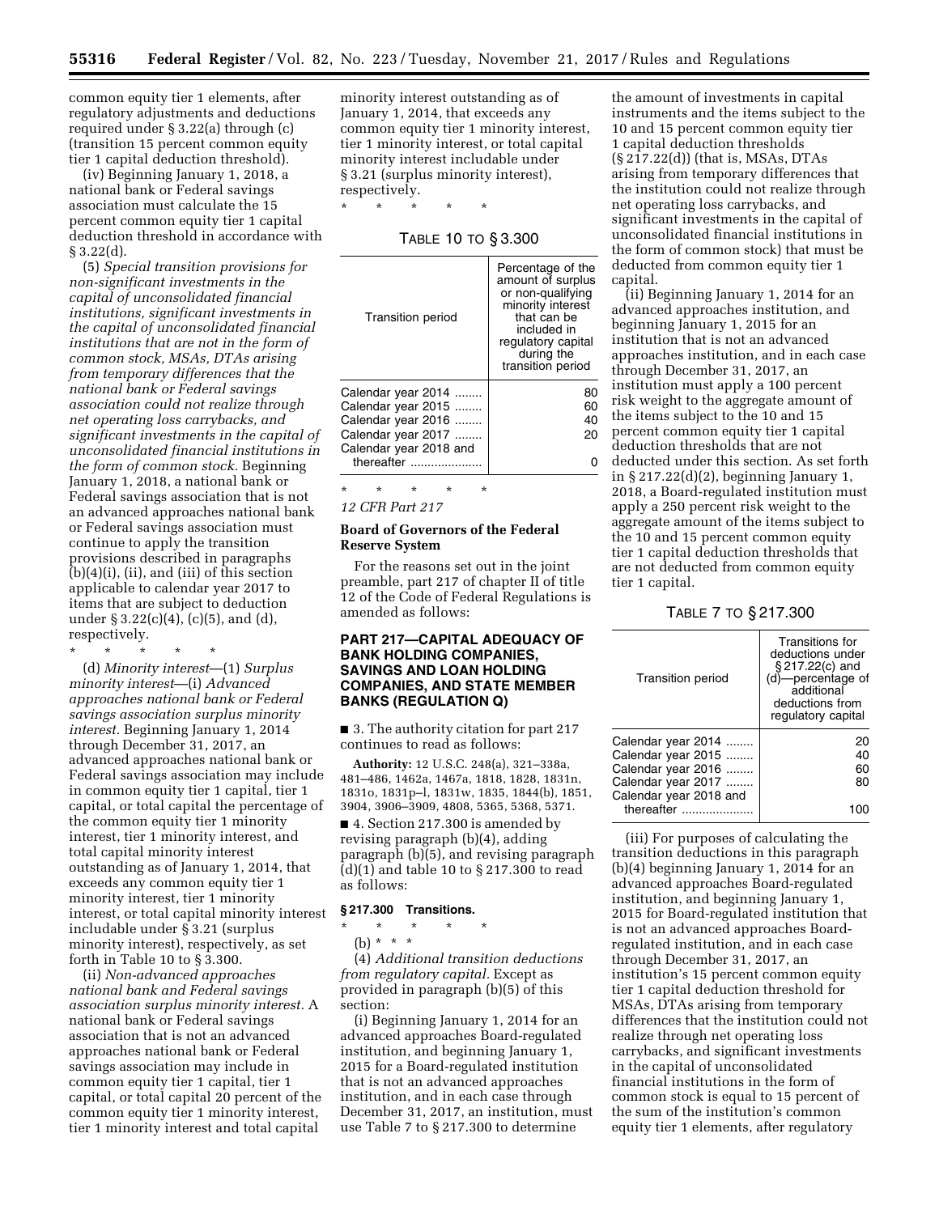common equity tier 1 elements, after regulatory adjustments and deductions required under § 3.22(a) through (c) (transition 15 percent common equity tier 1 capital deduction threshold).

(iv) Beginning January 1, 2018, a national bank or Federal savings association must calculate the 15 percent common equity tier 1 capital deduction threshold in accordance with § 3.22(d).

(5) *Special transition provisions for non-significant investments in the capital of unconsolidated financial institutions, significant investments in the capital of unconsolidated financial institutions that are not in the form of common stock, MSAs, DTAs arising from temporary differences that the national bank or Federal savings association could not realize through net operating loss carrybacks, and significant investments in the capital of unconsolidated financial institutions in the form of common stock.* Beginning January 1, 2018, a national bank or Federal savings association that is not an advanced approaches national bank or Federal savings association must continue to apply the transition provisions described in paragraphs (b)(4)(i), (ii), and (iii) of this section applicable to calendar year 2017 to items that are subject to deduction under § 3.22(c)(4), (c)(5), and (d), respectively.

\* \* \* \* \*

(d) *Minority interest*—(1) *Surplus minority interest*—(i) *Advanced approaches national bank or Federal savings association surplus minority interest.* Beginning January 1, 2014 through December 31, 2017, an advanced approaches national bank or Federal savings association may include in common equity tier 1 capital, tier 1 capital, or total capital the percentage of the common equity tier 1 minority interest, tier 1 minority interest, and total capital minority interest outstanding as of January 1, 2014, that exceeds any common equity tier 1 minority interest, tier 1 minority interest, or total capital minority interest includable under § 3.21 (surplus minority interest), respectively, as set forth in Table 10 to § 3.300.

(ii) *Non-advanced approaches national bank and Federal savings association surplus minority interest.* A national bank or Federal savings association that is not an advanced approaches national bank or Federal savings association may include in common equity tier 1 capital, tier 1 capital, or total capital 20 percent of the common equity tier 1 minority interest, tier 1 minority interest and total capital minority interest outstanding as of January 1, 2014, that exceeds any common equity tier 1 minority interest, tier 1 minority interest, or total capital minority interest includable under § 3.21 (surplus minority interest), respectively.

\* \* \* \* \*

TABLE 10 TO § 3.300

| Transition period | Percentage of the amount of surplus or non-qualifying minority interest that can be included in regulatory capital during the transition period |
|---|---|
| Calendar year 2014 | 80 |
| Calendar year 2015 | 60 |
| Calendar year 2016 | 40 |
| Calendar year 2017 | 20 |
| Calendar year 2018 and thereafter | 0 |

\* \* \* \* \*

*12 CFR Part 217*

**Board of Governors of the Federal Reserve System**

For the reasons set out in the joint preamble, part 217 of chapter II of title 12 of the Code of Federal Regulations is amended as follows:

## PART 217—CAPITAL ADEQUACY OF BANK HOLDING COMPANIES, SAVINGS AND LOAN HOLDING COMPANIES, AND STATE MEMBER BANKS (REGULATION Q)

■ 3. The authority citation for part 217 continues to read as follows:

**Authority:** 12 U.S.C. 248(a), 321–338a, 481–486, 1462a, 1467a, 1818, 1828, 1831n, 1831o, 1831p–l, 1831w, 1835, 1844(b), 1851, 3904, 3906–3909, 4808, 5365, 5368, 5371.

■ 4. Section 217.300 is amended by revising paragraph (b)(4), adding paragraph (b)(5), and revising paragraph (d)(1) and table 10 to § 217.300 to read as follows:

### § 217.300 Transitions.

\* \* \* \* \*

(b) \* \* \*

(4) *Additional transition deductions from regulatory capital.* Except as provided in paragraph (b)(5) of this section:

(i) Beginning January 1, 2014 for an advanced approaches Board-regulated institution, and beginning January 1, 2015 for a Board-regulated institution that is not an advanced approaches institution, and in each case through December 31, 2017, an institution, must use Table 7 to § 217.300 to determine the amount of investments in capital instruments and the items subject to the 10 and 15 percent common equity tier 1 capital deduction thresholds (§ 217.22(d)) (that is, MSAs, DTAs arising from temporary differences that the institution could not realize through net operating loss carrybacks, and significant investments in the capital of unconsolidated financial institutions in the form of common stock) that must be deducted from common equity tier 1 capital.

(ii) Beginning January 1, 2014 for an advanced approaches institution, and beginning January 1, 2015 for an institution that is not an advanced approaches institution, and in each case through December 31, 2017, an institution must apply a 100 percent risk weight to the aggregate amount of the items subject to the 10 and 15 percent common equity tier 1 capital deduction thresholds that are not deducted under this section. As set forth in § 217.22(d)(2), beginning January 1, 2018, a Board-regulated institution must apply a 250 percent risk weight to the aggregate amount of the items subject to the 10 and 15 percent common equity tier 1 capital deduction thresholds that are not deducted from common equity tier 1 capital.

TABLE 7 TO § 217.300

| Transition period | Transitions for deductions under § 217.22(c) and (d)—percentage of additional deductions from regulatory capital |
|---|---|
| Calendar year 2014 | 20 |
| Calendar year 2015 | 40 |
| Calendar year 2016 | 60 |
| Calendar year 2017 | 80 |
| Calendar year 2018 and thereafter | 100 |

(iii) For purposes of calculating the transition deductions in this paragraph (b)(4) beginning January 1, 2014 for an advanced approaches Board-regulated institution, and beginning January 1, 2015 for Board-regulated institution that is not an advanced approaches Board-regulated institution, and in each case through December 31, 2017, an institution's 15 percent common equity tier 1 capital deduction threshold for MSAs, DTAs arising from temporary differences that the institution could not realize through net operating loss carrybacks, and significant investments in the capital of unconsolidated financial institutions in the form of common stock is equal to 15 percent of the sum of the institution's common equity tier 1 elements, after regulatory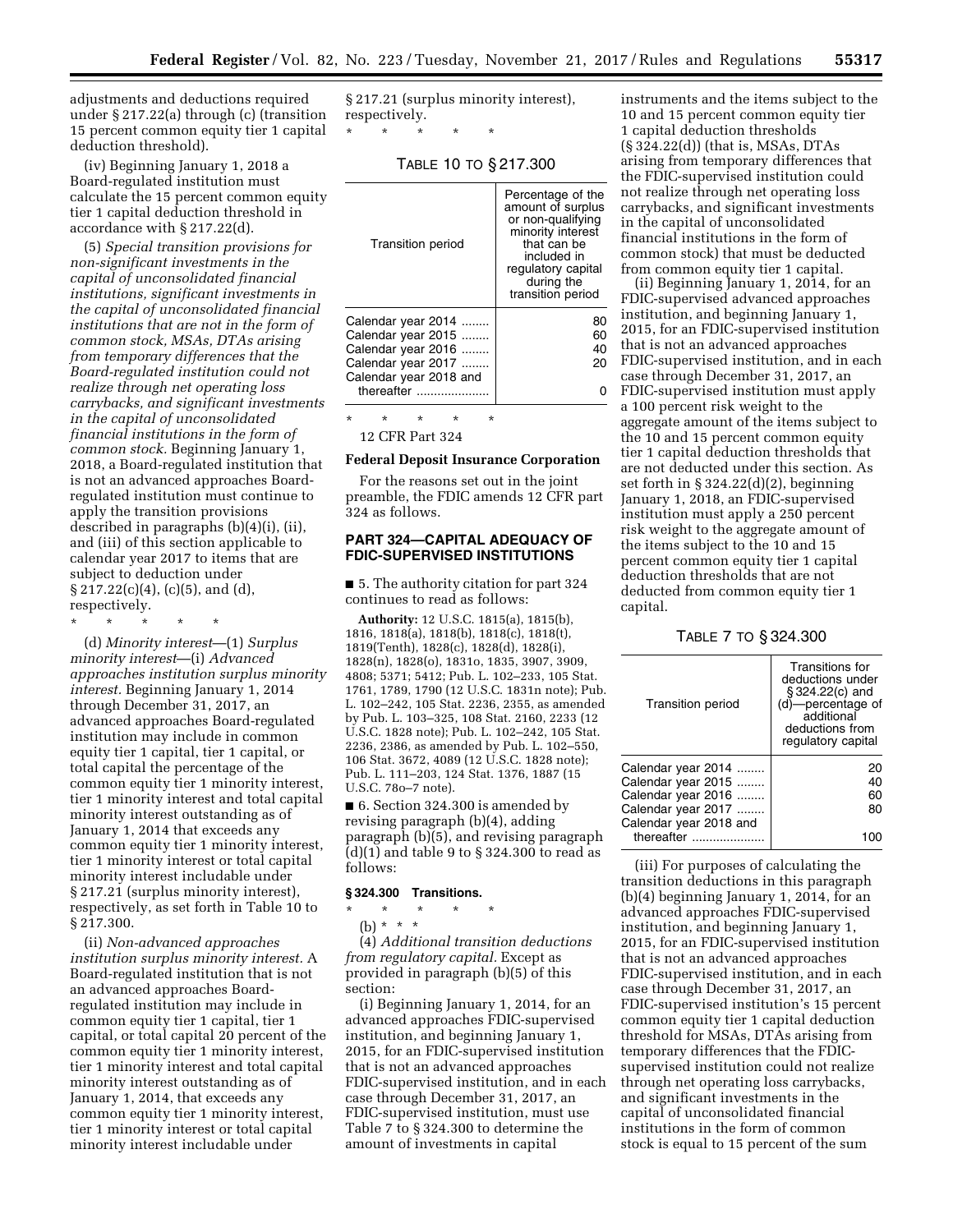adjustments and deductions required under § 217.22(a) through (c) (transition 15 percent common equity tier 1 capital deduction threshold).

(iv) Beginning January 1, 2018 a Board-regulated institution must calculate the 15 percent common equity tier 1 capital deduction threshold in accordance with § 217.22(d).

(5) *Special transition provisions for non-significant investments in the capital of unconsolidated financial institutions, significant investments in the capital of unconsolidated financial institutions that are not in the form of common stock, MSAs, DTAs arising from temporary differences that the Board-regulated institution could not realize through net operating loss carrybacks, and significant investments in the capital of unconsolidated financial institutions in the form of common stock.* Beginning January 1, 2018, a Board-regulated institution that is not an advanced approaches Board-regulated institution must continue to apply the transition provisions described in paragraphs (b)(4)(i), (ii), and (iii) of this section applicable to calendar year 2017 to items that are subject to deduction under § 217.22(c)(4), (c)(5), and (d), respectively.

\* \* \* \* \*

(d) *Minority interest*—(1) *Surplus minority interest*—(i) *Advanced approaches institution surplus minority interest.* Beginning January 1, 2014 through December 31, 2017, an advanced approaches Board-regulated institution may include in common equity tier 1 capital, tier 1 capital, or total capital the percentage of the common equity tier 1 minority interest, tier 1 minority interest and total capital minority interest outstanding as of January 1, 2014 that exceeds any common equity tier 1 minority interest, tier 1 minority interest or total capital minority interest includable under § 217.21 (surplus minority interest), respectively, as set forth in Table 10 to § 217.300.

(ii) *Non-advanced approaches institution surplus minority interest.* A Board-regulated institution that is not an advanced approaches Board-regulated institution may include in common equity tier 1 capital, tier 1 capital, or total capital 20 percent of the common equity tier 1 minority interest, tier 1 minority interest and total capital minority interest outstanding as of January 1, 2014, that exceeds any common equity tier 1 minority interest, tier 1 minority interest or total capital minority interest includable under § 217.21 (surplus minority interest), respectively.

\* \* \* \* \*

TABLE 10 TO § 217.300

| Transition period | Percentage of the amount of surplus or non-qualifying minority interest that can be included in regulatory capital during the transition period |
|---|---|
| Calendar year 2014 | 80 |
| Calendar year 2015 | 60 |
| Calendar year 2016 | 40 |
| Calendar year 2017 | 20 |
| Calendar year 2018 and thereafter | 0 |

\* \* \* \* \*

12 CFR Part 324

**Federal Deposit Insurance Corporation**

For the reasons set out in the joint preamble, the FDIC amends 12 CFR part 324 as follows.

## PART 324—CAPITAL ADEQUACY OF FDIC-SUPERVISED INSTITUTIONS

■ 5. The authority citation for part 324 continues to read as follows:

**Authority:** 12 U.S.C. 1815(a), 1815(b), 1816, 1818(a), 1818(b), 1818(c), 1818(t), 1819(Tenth), 1828(c), 1828(d), 1828(i), 1828(n), 1828(o), 1831o, 1835, 3907, 3909, 4808; 5371; 5412; Pub. L. 102–233, 105 Stat. 1761, 1789, 1790 (12 U.S.C. 1831n note); Pub. L. 102–242, 105 Stat. 2236, 2355, as amended by Pub. L. 103–325, 108 Stat. 2160, 2233 (12 U.S.C. 1828 note); Pub. L. 102–242, 105 Stat. 2236, 2386, as amended by Pub. L. 102–550, 106 Stat. 3672, 4089 (12 U.S.C. 1828 note); Pub. L. 111–203, 124 Stat. 1376, 1887 (15 U.S.C. 78o–7 note).

■ 6. Section 324.300 is amended by revising paragraph (b)(4), adding paragraph (b)(5), and revising paragraph (d)(1) and table 9 to § 324.300 to read as follows:

### § 324.300 Transitions.

\* \* \* \* \*

(b) \* \* \*

(4) *Additional transition deductions from regulatory capital.* Except as provided in paragraph (b)(5) of this section:

(i) Beginning January 1, 2014, for an advanced approaches FDIC-supervised institution, and beginning January 1, 2015, for an FDIC-supervised institution that is not an advanced approaches FDIC-supervised institution, and in each case through December 31, 2017, an FDIC-supervised institution, must use Table 7 to § 324.300 to determine the amount of investments in capital instruments and the items subject to the 10 and 15 percent common equity tier 1 capital deduction thresholds (§ 324.22(d)) (that is, MSAs, DTAs arising from temporary differences that the FDIC-supervised institution could not realize through net operating loss carrybacks, and significant investments in the capital of unconsolidated financial institutions in the form of common stock) that must be deducted from common equity tier 1 capital.

(ii) Beginning January 1, 2014, for an FDIC-supervised advanced approaches institution, and beginning January 1, 2015, for an FDIC-supervised institution that is not an advanced approaches FDIC-supervised institution, and in each case through December 31, 2017, an FDIC-supervised institution must apply a 100 percent risk weight to the aggregate amount of the items subject to the 10 and 15 percent common equity tier 1 capital deduction thresholds that are not deducted under this section. As set forth in § 324.22(d)(2), beginning January 1, 2018, an FDIC-supervised institution must apply a 250 percent risk weight to the aggregate amount of the items subject to the 10 and 15 percent common equity tier 1 capital deduction thresholds that are not deducted from common equity tier 1 capital.

TABLE 7 TO § 324.300

| Transition period | Transitions for deductions under § 324.22(c) and (d)—percentage of additional deductions from regulatory capital |
|---|---|
| Calendar year 2014 | 20 |
| Calendar year 2015 | 40 |
| Calendar year 2016 | 60 |
| Calendar year 2017 | 80 |
| Calendar year 2018 and thereafter | 100 |

(iii) For purposes of calculating the transition deductions in this paragraph (b)(4) beginning January 1, 2014, for an advanced approaches FDIC-supervised institution, and beginning January 1, 2015, for an FDIC-supervised institution that is not an advanced approaches FDIC-supervised institution, and in each case through December 31, 2017, an FDIC-supervised institution's 15 percent common equity tier 1 capital deduction threshold for MSAs, DTAs arising from temporary differences that the FDIC-supervised institution could not realize through net operating loss carrybacks, and significant investments in the capital of unconsolidated financial institutions in the form of common stock is equal to 15 percent of the sum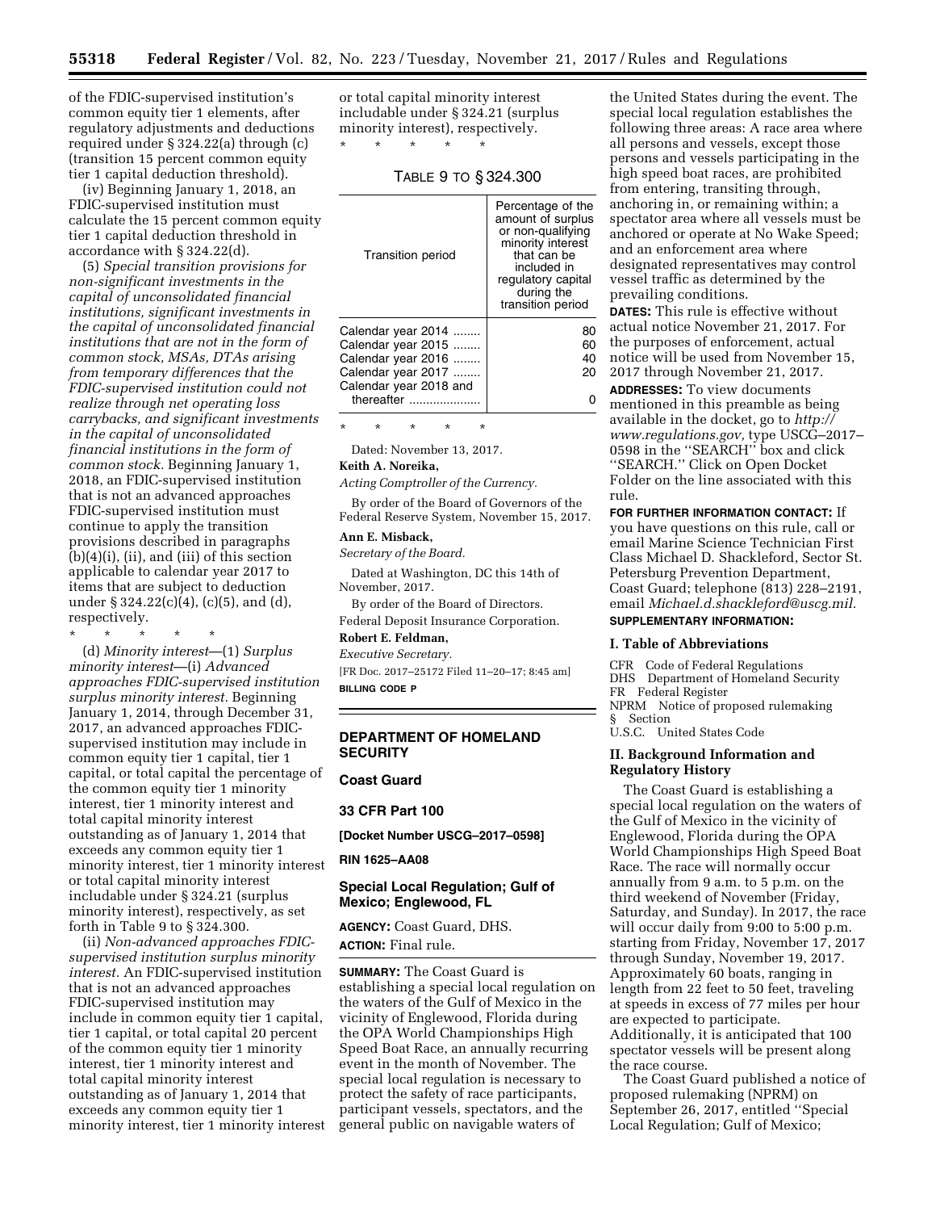of the FDIC-supervised institution's common equity tier 1 elements, after regulatory adjustments and deductions required under § 324.22(a) through (c) (transition 15 percent common equity tier 1 capital deduction threshold).

(iv) Beginning January 1, 2018, an FDIC-supervised institution must calculate the 15 percent common equity tier 1 capital deduction threshold in accordance with § 324.22(d).

(5) *Special transition provisions for non-significant investments in the capital of unconsolidated financial institutions, significant investments in the capital of unconsolidated financial institutions that are not in the form of common stock, MSAs, DTAs arising from temporary differences that the FDIC-supervised institution could not realize through net operating loss carrybacks, and significant investments in the capital of unconsolidated financial institutions in the form of common stock.* Beginning January 1, 2018, an FDIC-supervised institution that is not an advanced approaches FDIC-supervised institution must continue to apply the transition provisions described in paragraphs (b)(4)(i), (ii), and (iii) of this section applicable to calendar year 2017 to items that are subject to deduction under § 324.22(c)(4), (c)(5), and (d), respectively.

\* \* \* \* \*

(d) *Minority interest*—(1) *Surplus minority interest*—(i) *Advanced approaches FDIC-supervised institution surplus minority interest.* Beginning January 1, 2014, through December 31, 2017, an advanced approaches FDIC-supervised institution may include in common equity tier 1 capital, tier 1 capital, or total capital the percentage of the common equity tier 1 minority interest, tier 1 minority interest and total capital minority interest outstanding as of January 1, 2014 that exceeds any common equity tier 1 minority interest, tier 1 minority interest or total capital minority interest includable under § 324.21 (surplus minority interest), respectively, as set forth in Table 9 to § 324.300.

(ii) *Non-advanced approaches FDIC-supervised institution surplus minority interest.* An FDIC-supervised institution that is not an advanced approaches FDIC-supervised institution may include in common equity tier 1 capital, tier 1 capital, or total capital 20 percent of the common equity tier 1 minority interest, tier 1 minority interest and total capital minority interest outstanding as of January 1, 2014 that exceeds any common equity tier 1 minority interest, tier 1 minority interest or total capital minority interest includable under § 324.21 (surplus minority interest), respectively.

\* \* \* \* \*

TABLE 9 TO § 324.300

| Transition period | Percentage of the amount of surplus or non-qualifying minority interest that can be included in regulatory capital during the transition period |
|---|---|
| Calendar year 2014 | 80 |
| Calendar year 2015 | 60 |
| Calendar year 2016 | 40 |
| Calendar year 2017 | 20 |
| Calendar year 2018 and thereafter | 0 |

\* \* \* \* \*

Dated: November 13, 2017.

**Keith A. Noreika,**

*Acting Comptroller of the Currency.*

By order of the Board of Governors of the Federal Reserve System, November 15, 2017.

**Ann E. Misback,**

*Secretary of the Board.*

Dated at Washington, DC this 14th of November, 2017.

By order of the Board of Directors.

Federal Deposit Insurance Corporation.

**Robert E. Feldman,**

*Executive Secretary.*

[FR Doc. 2017–25172 Filed 11–20–17; 8:45 am]

**BILLING CODE P**

---

## DEPARTMENT OF HOMELAND SECURITY

### Coast Guard

### 33 CFR Part 100

**[Docket Number USCG–2017–0598]**

**RIN 1625–AA08**

### Special Local Regulation; Gulf of Mexico; Englewood, FL

**AGENCY:** Coast Guard, DHS.

**ACTION:** Final rule.

**SUMMARY:** The Coast Guard is establishing a special local regulation on the waters of the Gulf of Mexico in the vicinity of Englewood, Florida during the OPA World Championships High Speed Boat Race, an annually recurring event in the month of November. The special local regulation is necessary to protect the safety of race participants, participant vessels, spectators, and the general public on navigable waters of the United States during the event. The special local regulation establishes the following three areas: A race area where all persons and vessels, except those persons and vessels participating in the high speed boat races, are prohibited from entering, transiting through, anchoring in, or remaining within; a spectator area where all vessels must be anchored or operate at No Wake Speed; and an enforcement area where designated representatives may control vessel traffic as determined by the prevailing conditions.

**DATES:** This rule is effective without actual notice November 21, 2017. For the purposes of enforcement, actual notice will be used from November 15, 2017 through November 21, 2017.

**ADDRESSES:** To view documents mentioned in this preamble as being available in the docket, go to *http://www.regulations.gov,* type USCG–2017–0598 in the "SEARCH" box and click "SEARCH." Click on Open Docket Folder on the line associated with this rule.

**FOR FURTHER INFORMATION CONTACT:** If you have questions on this rule, call or email Marine Science Technician First Class Michael D. Shackleford, Sector St. Petersburg Prevention Department, Coast Guard; telephone (813) 228–2191, email *Michael.d.shackleford@uscg.mil.*

**SUPPLEMENTARY INFORMATION:**

#### I. Table of Abbreviations

CFR Code of Federal Regulations
DHS Department of Homeland Security
FR Federal Register
NPRM Notice of proposed rulemaking
§ Section
U.S.C. United States Code

#### II. Background Information and Regulatory History

The Coast Guard is establishing a special local regulation on the waters of the Gulf of Mexico in the vicinity of Englewood, Florida during the OPA World Championships High Speed Boat Race. The race will normally occur annually from 9 a.m. to 5 p.m. on the third weekend of November (Friday, Saturday, and Sunday). In 2017, the race will occur daily from 9:00 to 5:00 p.m. starting from Friday, November 17, 2017 through Sunday, November 19, 2017. Approximately 60 boats, ranging in length from 22 feet to 50 feet, traveling at speeds in excess of 77 miles per hour are expected to participate. Additionally, it is anticipated that 100 spectator vessels will be present along the race course.

The Coast Guard published a notice of proposed rulemaking (NPRM) on September 26, 2017, entitled "Special Local Regulation; Gulf of Mexico;